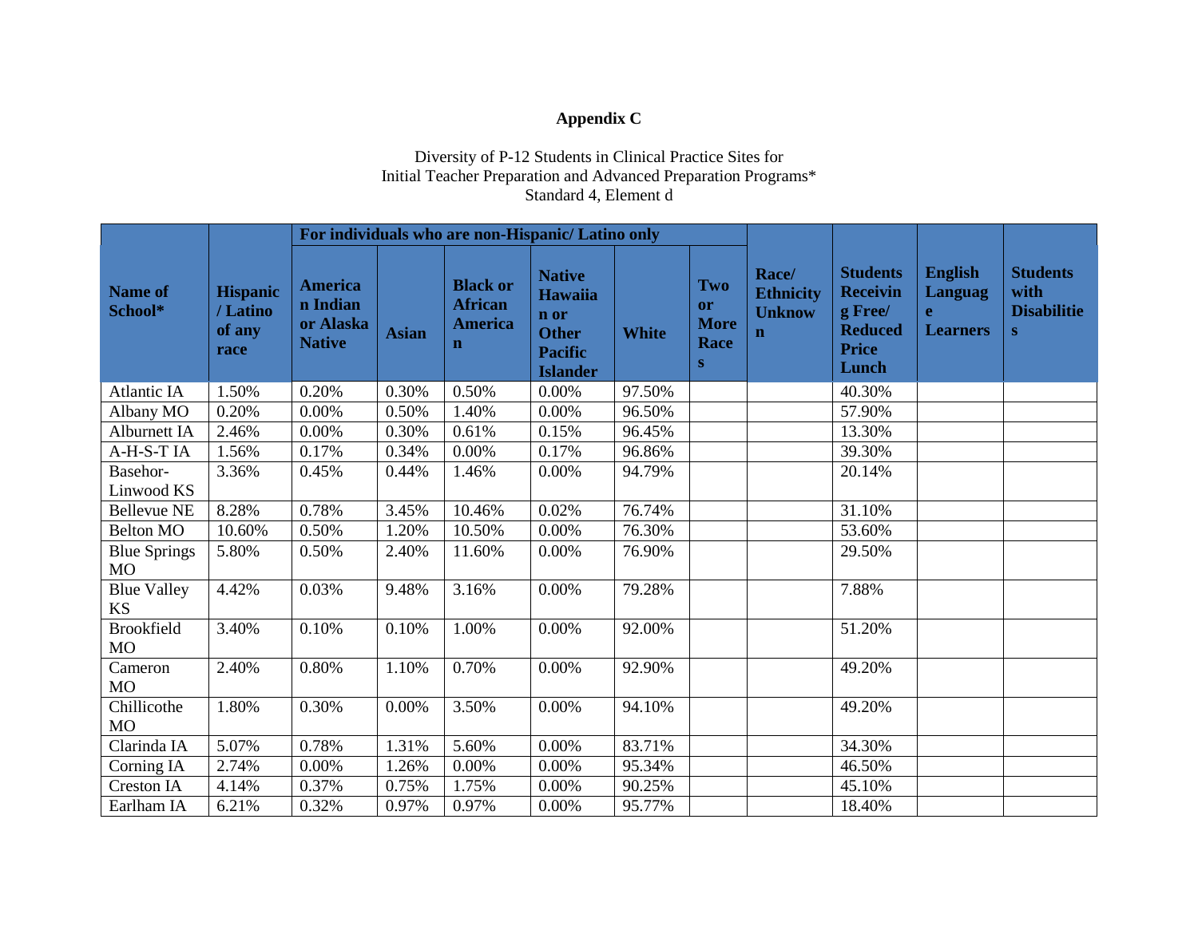**Appendix C**

Diversity of P-12 Students in Clinical Practice Sites for
Initial Teacher Preparation and Advanced Preparation Programs*
Standard 4, Element d

| Name of School* | Hispanic / Latino of any race | For individuals who are non-Hispanic/ Latino only | | | | | | Race/ Ethnicity Unknown | Students Receiving Free/ Reduced Price Lunch | English Language Learners | Students with Disabilities |
|---|---|---|---|---|---|---|---|---|---|---|---|
| | | American Indian or Alaska Native | Asian | Black or African American | Native Hawaiian or Other Pacific Islander | White | Two or More Races | | | | |
| Atlantic IA | 1.50% | 0.20% | 0.30% | 0.50% | 0.00% | 97.50% | | | 40.30% | | |
| Albany MO | 0.20% | 0.00% | 0.50% | 1.40% | 0.00% | 96.50% | | | 57.90% | | |
| Alburnett IA | 2.46% | 0.00% | 0.30% | 0.61% | 0.15% | 96.45% | | | 13.30% | | |
| A-H-S-T IA | 1.56% | 0.17% | 0.34% | 0.00% | 0.17% | 96.86% | | | 39.30% | | |
| Basehor-Linwood KS | 3.36% | 0.45% | 0.44% | 1.46% | 0.00% | 94.79% | | | 20.14% | | |
| Bellevue NE | 8.28% | 0.78% | 3.45% | 10.46% | 0.02% | 76.74% | | | 31.10% | | |
| Belton MO | 10.60% | 0.50% | 1.20% | 10.50% | 0.00% | 76.30% | | | 53.60% | | |
| Blue Springs MO | 5.80% | 0.50% | 2.40% | 11.60% | 0.00% | 76.90% | | | 29.50% | | |
| Blue Valley KS | 4.42% | 0.03% | 9.48% | 3.16% | 0.00% | 79.28% | | | 7.88% | | |
| Brookfield MO | 3.40% | 0.10% | 0.10% | 1.00% | 0.00% | 92.00% | | | 51.20% | | |
| Cameron MO | 2.40% | 0.80% | 1.10% | 0.70% | 0.00% | 92.90% | | | 49.20% | | |
| Chillicothe MO | 1.80% | 0.30% | 0.00% | 3.50% | 0.00% | 94.10% | | | 49.20% | | |
| Clarinda IA | 5.07% | 0.78% | 1.31% | 5.60% | 0.00% | 83.71% | | | 34.30% | | |
| Corning IA | 2.74% | 0.00% | 1.26% | 0.00% | 0.00% | 95.34% | | | 46.50% | | |
| Creston IA | 4.14% | 0.37% | 0.75% | 1.75% | 0.00% | 90.25% | | | 45.10% | | |
| Earlham IA | 6.21% | 0.32% | 0.97% | 0.97% | 0.00% | 95.77% | | | 18.40% | | |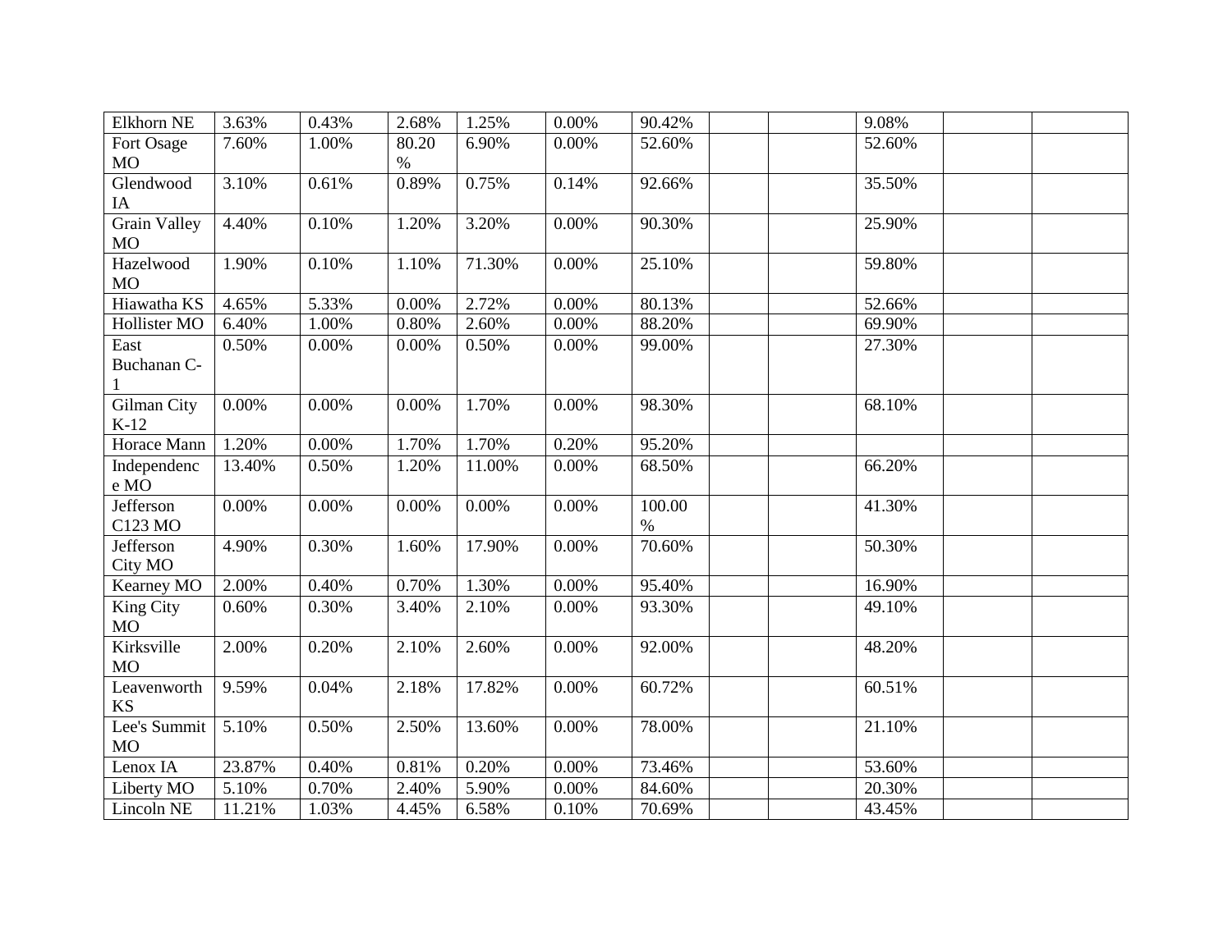| Elkhorn NE | 3.63% | 0.43% | 2.68% | 1.25% | 0.00% | 90.42% | | | 9.08% | | |
|---|---|---|---|---|---|---|---|---|---|---|---|
| Fort Osage MO | 7.60% | 1.00% | 80.20 % | 6.90% | 0.00% | 52.60% | | | 52.60% | | |
| Glendwood IA | 3.10% | 0.61% | 0.89% | 0.75% | 0.14% | 92.66% | | | 35.50% | | |
| Grain Valley MO | 4.40% | 0.10% | 1.20% | 3.20% | 0.00% | 90.30% | | | 25.90% | | |
| Hazelwood MO | 1.90% | 0.10% | 1.10% | 71.30% | 0.00% | 25.10% | | | 59.80% | | |
| Hiawatha KS | 4.65% | 5.33% | 0.00% | 2.72% | 0.00% | 80.13% | | | 52.66% | | |
| Hollister MO | 6.40% | 1.00% | 0.80% | 2.60% | 0.00% | 88.20% | | | 69.90% | | |
| East Buchanan C-1 | 0.50% | 0.00% | 0.00% | 0.50% | 0.00% | 99.00% | | | 27.30% | | |
| Gilman City K-12 | 0.00% | 0.00% | 0.00% | 1.70% | 0.00% | 98.30% | | | 68.10% | | |
| Horace Mann | 1.20% | 0.00% | 1.70% | 1.70% | 0.20% | 95.20% | | | | | |
| Independence MO | 13.40% | 0.50% | 1.20% | 11.00% | 0.00% | 68.50% | | | 66.20% | | |
| Jefferson C123 MO | 0.00% | 0.00% | 0.00% | 0.00% | 0.00% | 100.00 % | | | 41.30% | | |
| Jefferson City MO | 4.90% | 0.30% | 1.60% | 17.90% | 0.00% | 70.60% | | | 50.30% | | |
| Kearney MO | 2.00% | 0.40% | 0.70% | 1.30% | 0.00% | 95.40% | | | 16.90% | | |
| King City MO | 0.60% | 0.30% | 3.40% | 2.10% | 0.00% | 93.30% | | | 49.10% | | |
| Kirksville MO | 2.00% | 0.20% | 2.10% | 2.60% | 0.00% | 92.00% | | | 48.20% | | |
| Leavenworth KS | 9.59% | 0.04% | 2.18% | 17.82% | 0.00% | 60.72% | | | 60.51% | | |
| Lee's Summit MO | 5.10% | 0.50% | 2.50% | 13.60% | 0.00% | 78.00% | | | 21.10% | | |
| Lenox IA | 23.87% | 0.40% | 0.81% | 0.20% | 0.00% | 73.46% | | | 53.60% | | |
| Liberty MO | 5.10% | 0.70% | 2.40% | 5.90% | 0.00% | 84.60% | | | 20.30% | | |
| Lincoln NE | 11.21% | 1.03% | 4.45% | 6.58% | 0.10% | 70.69% | | | 43.45% | | |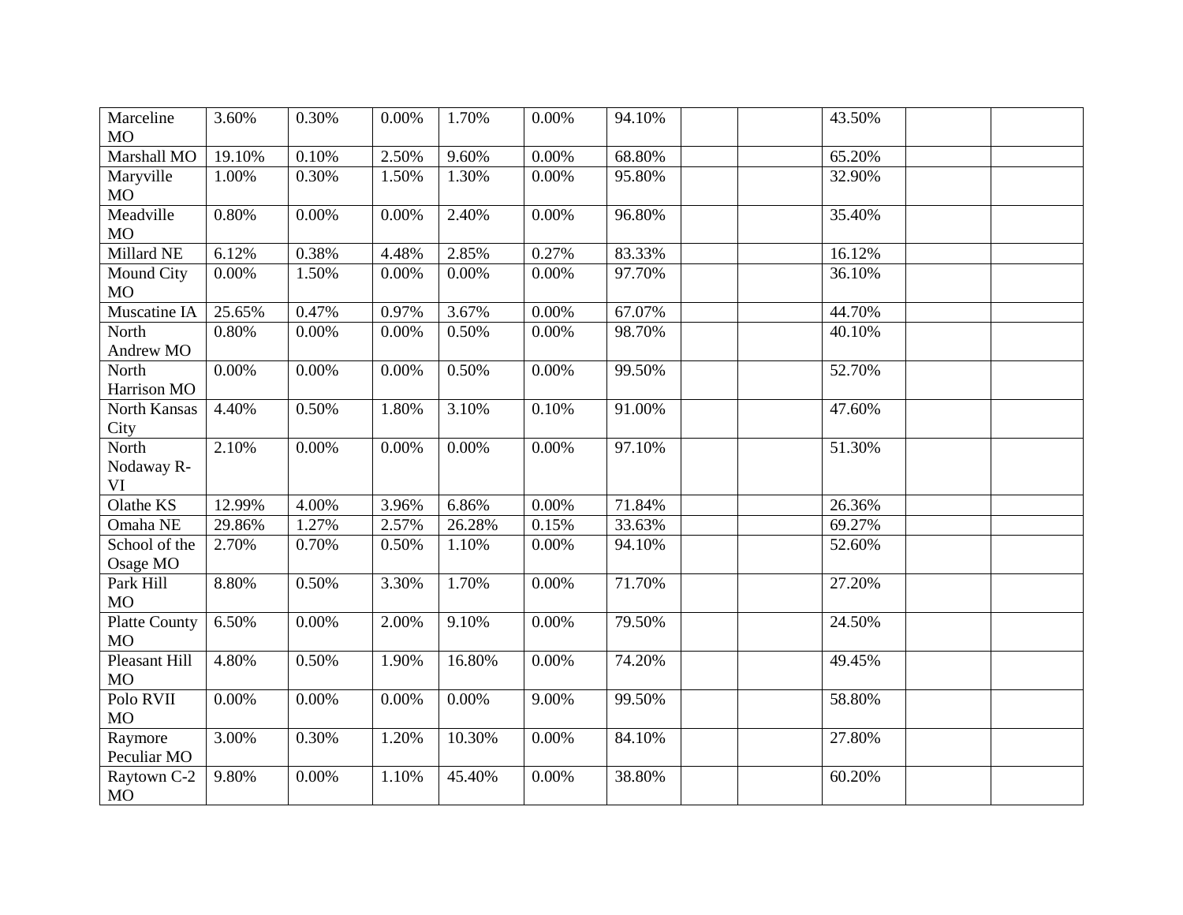| | | | | | | | | | | | |
|---|---|---|---|---|---|---|---|---|---|---|---|
| Marceline MO | 3.60% | 0.30% | 0.00% | 1.70% | 0.00% | 94.10% | | | 43.50% | | |
| Marshall MO | 19.10% | 0.10% | 2.50% | 9.60% | 0.00% | 68.80% | | | 65.20% | | |
| Maryville MO | 1.00% | 0.30% | 1.50% | 1.30% | 0.00% | 95.80% | | | 32.90% | | |
| Meadville MO | 0.80% | 0.00% | 0.00% | 2.40% | 0.00% | 96.80% | | | 35.40% | | |
| Millard NE | 6.12% | 0.38% | 4.48% | 2.85% | 0.27% | 83.33% | | | 16.12% | | |
| Mound City MO | 0.00% | 1.50% | 0.00% | 0.00% | 0.00% | 97.70% | | | 36.10% | | |
| Muscatine IA | 25.65% | 0.47% | 0.97% | 3.67% | 0.00% | 67.07% | | | 44.70% | | |
| North Andrew MO | 0.80% | 0.00% | 0.00% | 0.50% | 0.00% | 98.70% | | | 40.10% | | |
| North Harrison MO | 0.00% | 0.00% | 0.00% | 0.50% | 0.00% | 99.50% | | | 52.70% | | |
| North Kansas City | 4.40% | 0.50% | 1.80% | 3.10% | 0.10% | 91.00% | | | 47.60% | | |
| North Nodaway R-VI | 2.10% | 0.00% | 0.00% | 0.00% | 0.00% | 97.10% | | | 51.30% | | |
| Olathe KS | 12.99% | 4.00% | 3.96% | 6.86% | 0.00% | 71.84% | | | 26.36% | | |
| Omaha NE | 29.86% | 1.27% | 2.57% | 26.28% | 0.15% | 33.63% | | | 69.27% | | |
| School of the Osage MO | 2.70% | 0.70% | 0.50% | 1.10% | 0.00% | 94.10% | | | 52.60% | | |
| Park Hill MO | 8.80% | 0.50% | 3.30% | 1.70% | 0.00% | 71.70% | | | 27.20% | | |
| Platte County MO | 6.50% | 0.00% | 2.00% | 9.10% | 0.00% | 79.50% | | | 24.50% | | |
| Pleasant Hill MO | 4.80% | 0.50% | 1.90% | 16.80% | 0.00% | 74.20% | | | 49.45% | | |
| Polo RVII MO | 0.00% | 0.00% | 0.00% | 0.00% | 9.00% | 99.50% | | | 58.80% | | |
| Raymore Peculiar MO | 3.00% | 0.30% | 1.20% | 10.30% | 0.00% | 84.10% | | | 27.80% | | |
| Raytown C-2 MO | 9.80% | 0.00% | 1.10% | 45.40% | 0.00% | 38.80% | | | 60.20% | | |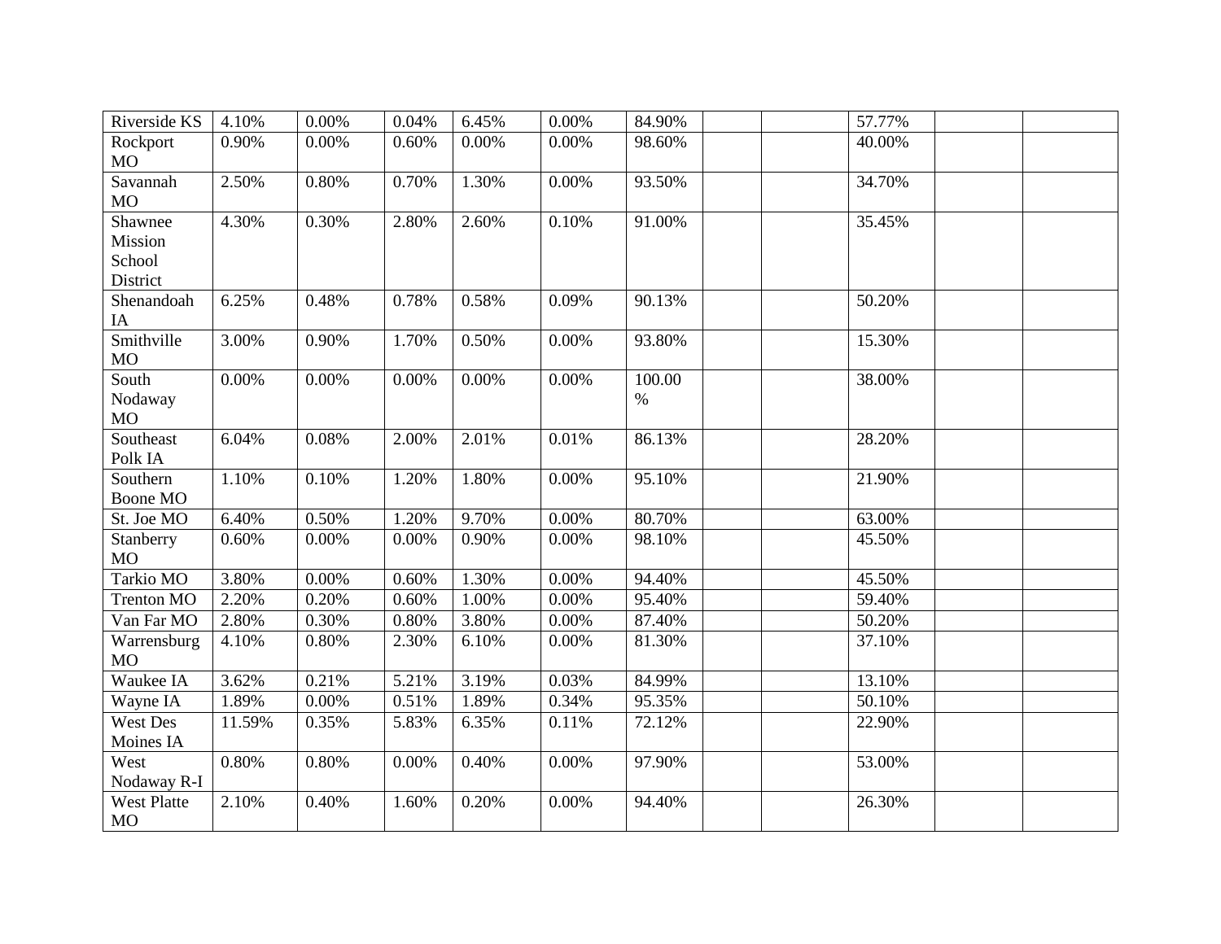| | | | | | | | | | | | |
|---|---|---|---|---|---|---|---|---|---|---|---|
| Riverside KS | 4.10% | 0.00% | 0.04% | 6.45% | 0.00% | 84.90% | | | 57.77% | | |
| Rockport MO | 0.90% | 0.00% | 0.60% | 0.00% | 0.00% | 98.60% | | | 40.00% | | |
| Savannah MO | 2.50% | 0.80% | 0.70% | 1.30% | 0.00% | 93.50% | | | 34.70% | | |
| Shawnee Mission School District | 4.30% | 0.30% | 2.80% | 2.60% | 0.10% | 91.00% | | | 35.45% | | |
| Shenandoah IA | 6.25% | 0.48% | 0.78% | 0.58% | 0.09% | 90.13% | | | 50.20% | | |
| Smithville MO | 3.00% | 0.90% | 1.70% | 0.50% | 0.00% | 93.80% | | | 15.30% | | |
| South Nodaway MO | 0.00% | 0.00% | 0.00% | 0.00% | 0.00% | 100.00 % | | | 38.00% | | |
| Southeast Polk IA | 6.04% | 0.08% | 2.00% | 2.01% | 0.01% | 86.13% | | | 28.20% | | |
| Southern Boone MO | 1.10% | 0.10% | 1.20% | 1.80% | 0.00% | 95.10% | | | 21.90% | | |
| St. Joe MO | 6.40% | 0.50% | 1.20% | 9.70% | 0.00% | 80.70% | | | 63.00% | | |
| Stanberry MO | 0.60% | 0.00% | 0.00% | 0.90% | 0.00% | 98.10% | | | 45.50% | | |
| Tarkio MO | 3.80% | 0.00% | 0.60% | 1.30% | 0.00% | 94.40% | | | 45.50% | | |
| Trenton MO | 2.20% | 0.20% | 0.60% | 1.00% | 0.00% | 95.40% | | | 59.40% | | |
| Van Far MO | 2.80% | 0.30% | 0.80% | 3.80% | 0.00% | 87.40% | | | 50.20% | | |
| Warrensburg MO | 4.10% | 0.80% | 2.30% | 6.10% | 0.00% | 81.30% | | | 37.10% | | |
| Waukee IA | 3.62% | 0.21% | 5.21% | 3.19% | 0.03% | 84.99% | | | 13.10% | | |
| Wayne IA | 1.89% | 0.00% | 0.51% | 1.89% | 0.34% | 95.35% | | | 50.10% | | |
| West Des Moines IA | 11.59% | 0.35% | 5.83% | 6.35% | 0.11% | 72.12% | | | 22.90% | | |
| West Nodaway R-I | 0.80% | 0.80% | 0.00% | 0.40% | 0.00% | 97.90% | | | 53.00% | | |
| West Platte MO | 2.10% | 0.40% | 1.60% | 0.20% | 0.00% | 94.40% | | | 26.30% | | |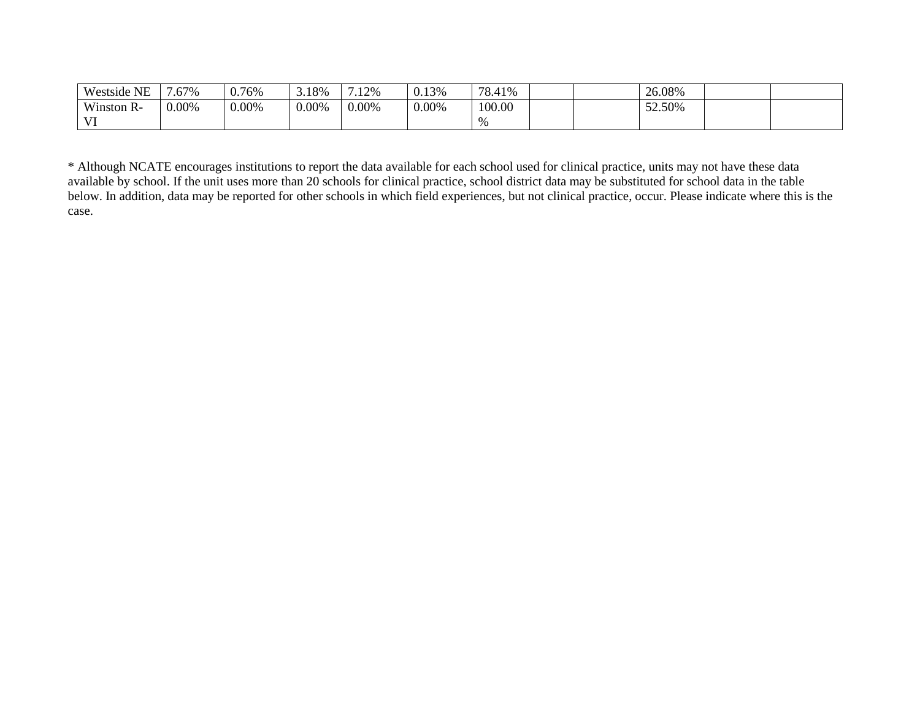| | | | | | | | | | | | |
|---|---|---|---|---|---|---|---|---|---|---|---|
| Westside NE | 7.67% | 0.76% | 3.18% | 7.12% | 0.13% | 78.41% | | | 26.08% | | |
| Winston R-VI | 0.00% | 0.00% | 0.00% | 0.00% | 0.00% | 100.00% | | | 52.50% | | |

* Although NCATE encourages institutions to report the data available for each school used for clinical practice, units may not have these data available by school. If the unit uses more than 20 schools for clinical practice, school district data may be substituted for school data in the table below. In addition, data may be reported for other schools in which field experiences, but not clinical practice, occur. Please indicate where this is the case.